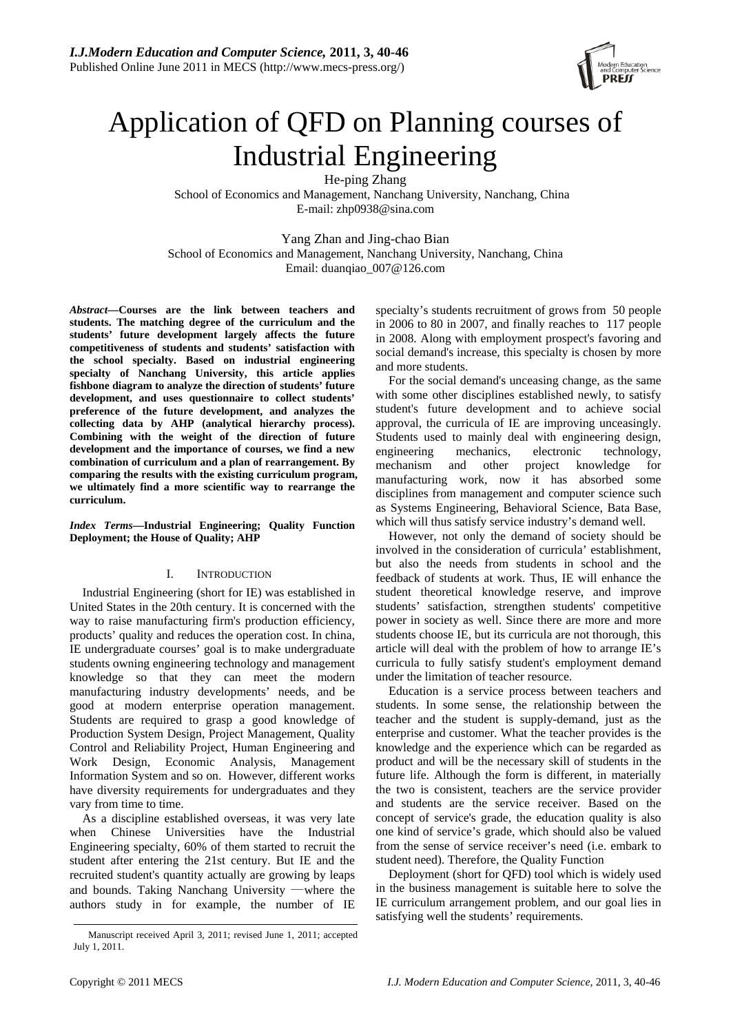# Application of QFD on Planning courses of Industrial Engineering

He-ping Zhang
School of Economics and Management, Nanchang University, Nanchang, China
E-mail: zhp0938@sina.com

Yang Zhan and Jing-chao Bian
School of Economics and Management, Nanchang University, Nanchang, China
Email: duanqiao_007@126.com

***Abstract*—Courses are the link between teachers and students. The matching degree of the curriculum and the students' future development largely affects the future competitiveness of students and students' satisfaction with the school specialty. Based on industrial engineering specialty of Nanchang University, this article applies fishbone diagram to analyze the direction of students' future development, and uses questionnaire to collect students' preference of the future development, and analyzes the collecting data by AHP (analytical hierarchy process). Combining with the weight of the direction of future development and the importance of courses, we find a new combination of curriculum and a plan of rearrangement. By comparing the results with the existing curriculum program, we ultimately find a more scientific way to rearrange the curriculum.**

***Index Terms*—Industrial Engineering; Quality Function Deployment; the House of Quality; AHP**

## I. Introduction

Industrial Engineering (short for IE) was established in United States in the 20th century. It is concerned with the way to raise manufacturing firm's production efficiency, products' quality and reduces the operation cost. In china, IE undergraduate courses' goal is to make undergraduate students owning engineering technology and management knowledge so that they can meet the modern manufacturing industry developments' needs, and be good at modern enterprise operation management. Students are required to grasp a good knowledge of Production System Design, Project Management, Quality Control and Reliability Project, Human Engineering and Work Design, Economic Analysis, Management Information System and so on. However, different works have diversity requirements for undergraduates and they vary from time to time.

As a discipline established overseas, it was very late when Chinese Universities have the Industrial Engineering specialty, 60% of them started to recruit the student after entering the 21st century. But IE and the recruited student's quantity actually are growing by leaps and bounds. Taking Nanchang University —where the authors study in for example, the number of IE specialty's students recruitment of grows from 50 people in 2006 to 80 in 2007, and finally reaches to 117 people in 2008. Along with employment prospect's favoring and social demand's increase, this specialty is chosen by more and more students.

For the social demand's unceasing change, as the same with some other disciplines established newly, to satisfy student's future development and to achieve social approval, the curricula of IE are improving unceasingly. Students used to mainly deal with engineering design, engineering mechanics, electronic technology, mechanism and other project knowledge for manufacturing work, now it has absorbed some disciplines from management and computer science such as Systems Engineering, Behavioral Science, Bata Base, which will thus satisfy service industry's demand well.

However, not only the demand of society should be involved in the consideration of curricula' establishment, but also the needs from students in school and the feedback of students at work. Thus, IE will enhance the student theoretical knowledge reserve, and improve students' satisfaction, strengthen students' competitive power in society as well. Since there are more and more students choose IE, but its curricula are not thorough, this article will deal with the problem of how to arrange IE's curricula to fully satisfy student's employment demand under the limitation of teacher resource.

Education is a service process between teachers and students. In some sense, the relationship between the teacher and the student is supply-demand, just as the enterprise and customer. What the teacher provides is the knowledge and the experience which can be regarded as product and will be the necessary skill of students in the future life. Although the form is different, in materially the two is consistent, teachers are the service provider and students are the service receiver. Based on the concept of service's grade, the education quality is also one kind of service's grade, which should also be valued from the sense of service receiver's need (i.e. embark to student need). Therefore, the Quality Function

Deployment (short for QFD) tool which is widely used in the business management is suitable here to solve the IE curriculum arrangement problem, and our goal lies in satisfying well the students' requirements.

Manuscript received April 3, 2011; revised June 1, 2011; accepted July 1, 2011.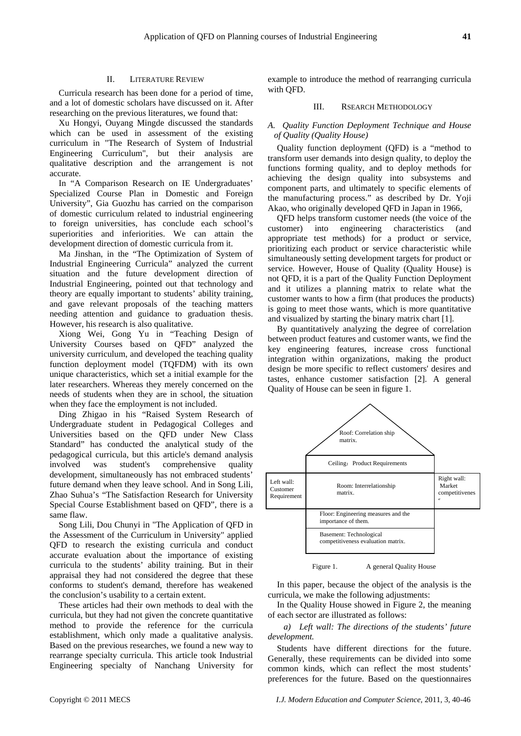## II. Literature Review

Curricula research has been done for a period of time, and a lot of domestic scholars have discussed on it. After researching on the previous literatures, we found that:

Xu Hongyi, Ouyang Mingde discussed the standards which can be used in assessment of the existing curriculum in "The Research of System of Industrial Engineering Curriculum", but their analysis are qualitative description and the arrangement is not accurate.

In "A Comparison Research on IE Undergraduates' Specialized Course Plan in Domestic and Foreign University", Gia Guozhu has carried on the comparison of domestic curriculum related to industrial engineering to foreign universities, has conclude each school's superiorities and inferiorities. We can attain the development direction of domestic curricula from it.

Ma Jinshan, in the "The Optimization of System of Industrial Engineering Curricula" analyzed the current situation and the future development direction of Industrial Engineering, pointed out that technology and theory are equally important to students' ability training, and gave relevant proposals of the teaching matters needing attention and guidance to graduation thesis. However, his research is also qualitative.

Xiong Wei, Gong Yu in "Teaching Design of University Courses based on QFD" analyzed the university curriculum, and developed the teaching quality function deployment model (TQFDM) with its own unique characteristics, which set a initial example for the later researchers. Whereas they merely concerned on the needs of students when they are in school, the situation when they face the employment is not included.

Ding Zhigao in his "Raised System Research of Undergraduate student in Pedagogical Colleges and Universities based on the QFD under New Class Standard" has conducted the analytical study of the pedagogical curricula, but this article's demand analysis involved was student's comprehensive quality development, simultaneously has not embraced students' future demand when they leave school. And in Song Lili, Zhao Suhua's "The Satisfaction Research for University Special Course Establishment based on QFD", there is a same flaw.

Song Lili, Dou Chunyi in "The Application of QFD in the Assessment of the Curriculum in University" applied QFD to research the existing curricula and conduct accurate evaluation about the importance of existing curricula to the students' ability training. But in their appraisal they had not considered the degree that these conforms to student's demand, therefore has weakened the conclusion's usability to a certain extent.

These articles had their own methods to deal with the curricula, but they had not given the concrete quantitative method to provide the reference for the curricula establishment, which only made a qualitative analysis. Based on the previous researches, we found a new way to rearrange specialty curricula. This article took Industrial Engineering specialty of Nanchang University for example to introduce the method of rearranging curricula with QFD.

## III. Rsearch Methodology

### A. Quality Function Deployment Technique and House of Quality (Quality House)

Quality function deployment (QFD) is a "method to transform user demands into design quality, to deploy the functions forming quality, and to deploy methods for achieving the design quality into subsystems and component parts, and ultimately to specific elements of the manufacturing process." as described by Dr. Yoji Akao, who originally developed QFD in Japan in 1966,

QFD helps transform customer needs (the voice of the customer) into engineering characteristics (and appropriate test methods) for a product or service, prioritizing each product or service characteristic while simultaneously setting development targets for product or service. However, House of Quality (Quality House) is not QFD, it is a part of the Quality Function Deployment and it utilizes a planning matrix to relate what the customer wants to how a firm (that produces the products) is going to meet those wants, which is more quantitative and visualized by starting the binary matrix chart [1].

By quantitatively analyzing the degree of correlation between product features and customer wants, we find the key engineering features, increase cross functional integration within organizations, making the product design be more specific to reflect customers' desires and tastes, enhance customer satisfaction [2]. A general Quality of House can be seen in figure 1.

Roof: Correlation ship matrix.

Ceiling: Product Requirements

Left wall: Customer Requirement

Room: Interrelationship matrix.

Right wall: Market competitiveness

Floor: Engineering measures and the importance of them.

Basement: Technological competitiveness evaluation matrix.

Figure 1. A general Quality House

In this paper, because the object of the analysis is the curricula, we make the following adjustments:

In the Quality House showed in Figure 2, the meaning of each sector are illustrated as follows:

*a) Left wall: The directions of the students' future development.*

Students have different directions for the future. Generally, these requirements can be divided into some common kinds, which can reflect the most students' preferences for the future. Based on the questionnaires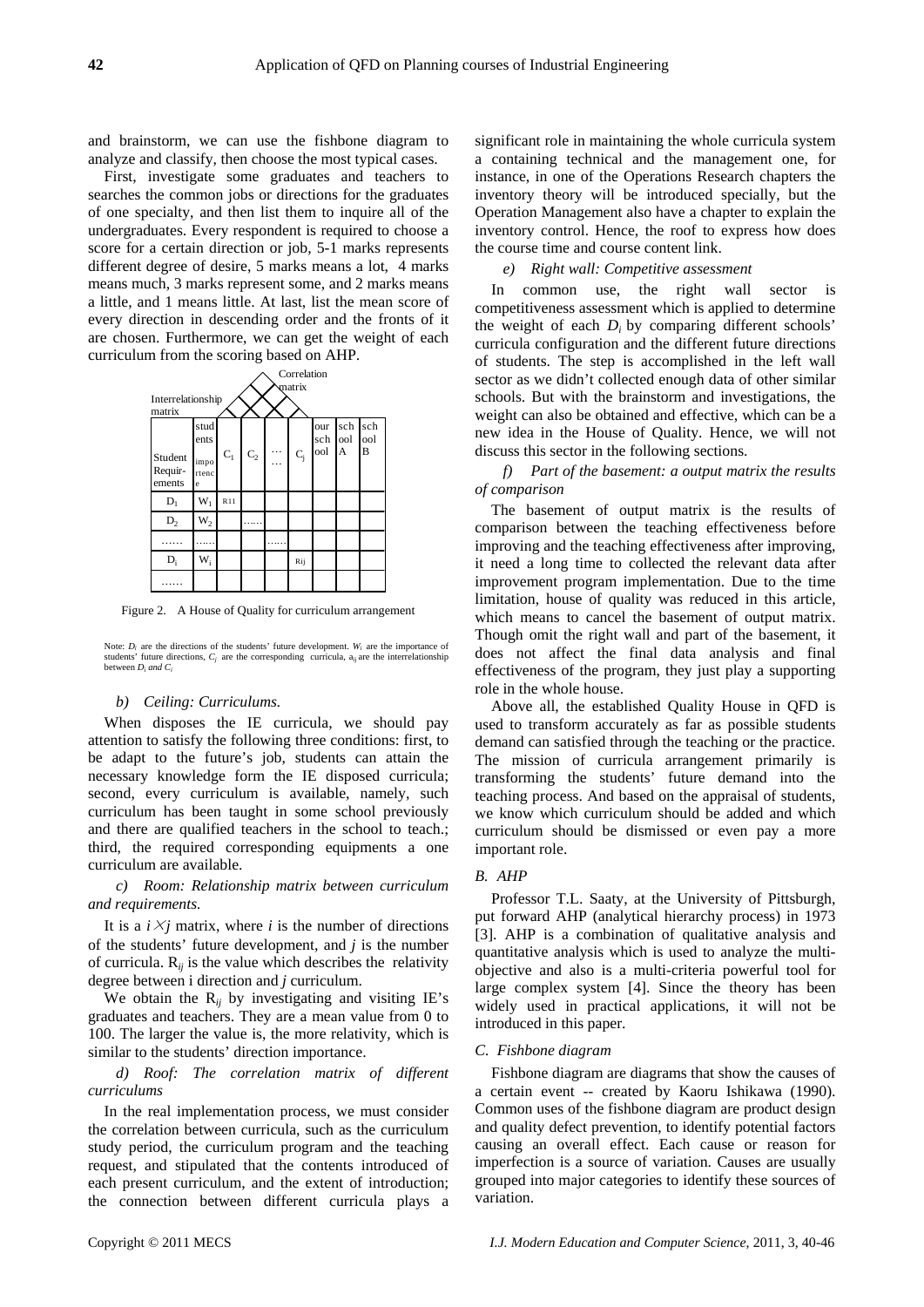and brainstorm, we can use the fishbone diagram to analyze and classify, then choose the most typical cases.

First, investigate some graduates and teachers to searches the common jobs or directions for the graduates of one specialty, and then list them to inquire all of the undergraduates. Every respondent is required to choose a score for a certain direction or job, 5-1 marks represents different degree of desire, 5 marks means a lot, 4 marks means much, 3 marks represent some, and 2 marks means a little, and 1 means little. At last, list the mean score of every direction in descending order and the fronts of it are chosen. Furthermore, we can get the weight of each curriculum from the scoring based on AHP.

Interrelationship matrix / Correlation matrix

| Student Requir-ements | students importence | $C_1$ | $C_2$ | …… | $C_j$ | our school | school A | school B |
|---|---|---|---|---|---|---|---|---|
| $D_1$ | $W_1$ | R11 | | | | | | |
| $D_2$ | $W_2$ | | …… | | | | | |
| …… | …… | | | …… | | | | |
| $D_i$ | $W_i$ | | | | Rij | | | |
| …… | | | | | | | | |

Figure 2. A House of Quality for curriculum arrangement

Note: $D_i$ are the directions of the students' future development. $W_i$ are the importance of students' future directions, $C_j$ are the corresponding curricula, $a_{ij}$ are the interrelationship between $D_i$ *and* $C_i$

*b) Ceiling: Curriculums.*

When disposes the IE curricula, we should pay attention to satisfy the following three conditions: first, to be adapt to the future's job, students can attain the necessary knowledge form the IE disposed curricula; second, every curriculum is available, namely, such curriculum has been taught in some school previously and there are qualified teachers in the school to teach.; third, the required corresponding equipments a one curriculum are available.

*c) Room: Relationship matrix between curriculum and requirements.*

It is a $i \times j$ matrix, where *i* is the number of directions of the students' future development, and *j* is the number of curricula. $R_{ij}$ is the value which describes the relativity degree between i direction and *j* curriculum.

We obtain the $R_{ij}$ by investigating and visiting IE's graduates and teachers. They are a mean value from 0 to 100. The larger the value is, the more relativity, which is similar to the students' direction importance.

*d) Roof: The correlation matrix of different curriculums*

In the real implementation process, we must consider the correlation between curricula, such as the curriculum study period, the curriculum program and the teaching request, and stipulated that the contents introduced of each present curriculum, and the extent of introduction; the connection between different curricula plays a significant role in maintaining the whole curricula system a containing technical and the management one, for instance, in one of the Operations Research chapters the inventory theory will be introduced specially, but the Operation Management also have a chapter to explain the inventory control. Hence, the roof to express how does the course time and course content link.

*e) Right wall: Competitive assessment*

In common use, the right wall sector is competitiveness assessment which is applied to determine the weight of each $D_i$ by comparing different schools' curricula configuration and the different future directions of students. The step is accomplished in the left wall sector as we didn't collected enough data of other similar schools. But with the brainstorm and investigations, the weight can also be obtained and effective, which can be a new idea in the House of Quality. Hence, we will not discuss this sector in the following sections.

*f) Part of the basement: a output matrix the results of comparison*

The basement of output matrix is the results of comparison between the teaching effectiveness before improving and the teaching effectiveness after improving, it need a long time to collected the relevant data after improvement program implementation. Due to the time limitation, house of quality was reduced in this article, which means to cancel the basement of output matrix. Though omit the right wall and part of the basement, it does not affect the final data analysis and final effectiveness of the program, they just play a supporting role in the whole house.

Above all, the established Quality House in QFD is used to transform accurately as far as possible students demand can satisfied through the teaching or the practice. The mission of curricula arrangement primarily is transforming the students' future demand into the teaching process. And based on the appraisal of students, we know which curriculum should be added and which curriculum should be dismissed or even pay a more important role.

### *B. AHP*

Professor T.L. Saaty, at the University of Pittsburgh, put forward AHP (analytical hierarchy process) in 1973 [3]. AHP is a combination of qualitative analysis and quantitative analysis which is used to analyze the multi-objective and also is a multi-criteria powerful tool for large complex system [4]. Since the theory has been widely used in practical applications, it will not be introduced in this paper.

### *C. Fishbone diagram*

Fishbone diagram are diagrams that show the causes of a certain event -- created by Kaoru Ishikawa (1990). Common uses of the fishbone diagram are product design and quality defect prevention, to identify potential factors causing an overall effect. Each cause or reason for imperfection is a source of variation. Causes are usually grouped into major categories to identify these sources of variation.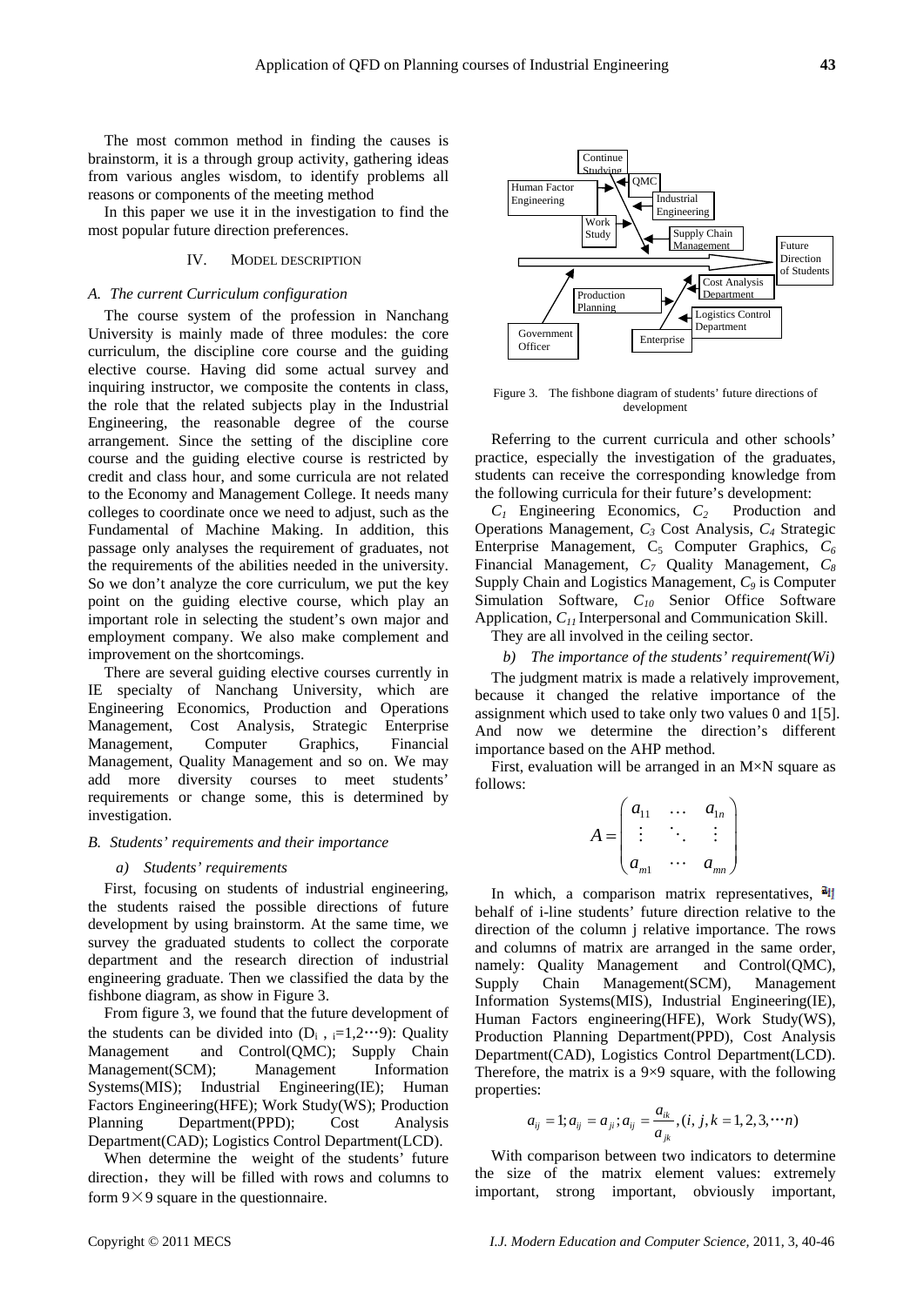The most common method in finding the causes is brainstorm, it is a through group activity, gathering ideas from various angles wisdom, to identify problems all reasons or components of the meeting method

In this paper we use it in the investigation to find the most popular future direction preferences.

## IV. MODEL DESCRIPTION

### *A. The current Curriculum configuration*

The course system of the profession in Nanchang University is mainly made of three modules: the core curriculum, the discipline core course and the guiding elective course. Having did some actual survey and inquiring instructor, we composite the contents in class, the role that the related subjects play in the Industrial Engineering, the reasonable degree of the course arrangement. Since the setting of the discipline core course and the guiding elective course is restricted by credit and class hour, and some curricula are not related to the Economy and Management College. It needs many colleges to coordinate once we need to adjust, such as the Fundamental of Machine Making. In addition, this passage only analyses the requirement of graduates, not the requirements of the abilities needed in the university. So we don't analyze the core curriculum, we put the key point on the guiding elective course, which play an important role in selecting the student's own major and employment company. We also make complement and improvement on the shortcomings.

There are several guiding elective courses currently in IE specialty of Nanchang University, which are Engineering Economics, Production and Operations Management, Cost Analysis, Strategic Enterprise Management, Computer Graphics, Financial Management, Quality Management and so on. We may add more diversity courses to meet students' requirements or change some, this is determined by investigation.

### *B. Students' requirements and their importance*

*a) Students' requirements*

First, focusing on students of industrial engineering, the students raised the possible directions of future development by using brainstorm. At the same time, we survey the graduated students to collect the corporate department and the research direction of industrial engineering graduate. Then we classified the data by the fishbone diagram, as show in Figure 3.

From figure 3, we found that the future development of the students can be divided into ($D_i$ , $i$=1,2⋯9): Quality Management and Control(QMC); Supply Chain Management(SCM); Management Information Systems(MIS); Industrial Engineering(IE); Human Factors Engineering(HFE); Work Study(WS); Production Planning Department(PPD); Cost Analysis Department(CAD); Logistics Control Department(LCD).

When determine the weight of the students' future direction，they will be filled with rows and columns to form 9×9 square in the questionnaire.

Figure 3. The fishbone diagram of students' future directions of development

Referring to the current curricula and other schools' practice, especially the investigation of the graduates, students can receive the corresponding knowledge from the following curricula for their future's development:

$C_1$ Engineering Economics, $C_2$ Production and Operations Management, $C_3$ Cost Analysis, $C_4$ Strategic Enterprise Management, $C_5$ Computer Graphics, $C_6$ Financial Management, $C_7$ Quality Management, $C_8$ Supply Chain and Logistics Management, $C_9$ is Computer Simulation Software, $C_{10}$ Senior Office Software Application, $C_{11}$ Interpersonal and Communication Skill.

They are all involved in the ceiling sector.

*b) The importance of the students' requirement(Wi)*

The judgment matrix is made a relatively improvement, because it changed the relative importance of the assignment which used to take only two values 0 and 1[5]. And now we determine the direction's different importance based on the AHP method.

First, evaluation will be arranged in an M×N square as follows:

$$A = \begin{pmatrix} a_{11} & \cdots & a_{1n} \\ \vdots & \ddots & \vdots \\ a_{m1} & \cdots & a_{mn} \end{pmatrix}$$

In which, a comparison matrix representatives, $a_{ij}$ behalf of i-line students' future direction relative to the direction of the column j relative importance. The rows and columns of matrix are arranged in the same order, namely: Quality Management and Control(QMC), Supply Chain Management(SCM), Management Information Systems(MIS), Industrial Engineering(IE), Human Factors engineering(HFE), Work Study(WS), Production Planning Department(PPD), Cost Analysis Department(CAD), Logistics Control Department(LCD). Therefore, the matrix is a 9×9 square, with the following properties:

$$a_{ij} = 1; a_{ij} = a_{ji}; a_{ij} = \frac{a_{ik}}{a_{jk}}, (i, j, k = 1, 2, 3, \cdots n)$$

With comparison between two indicators to determine the size of the matrix element values: extremely important, strong important, obviously important,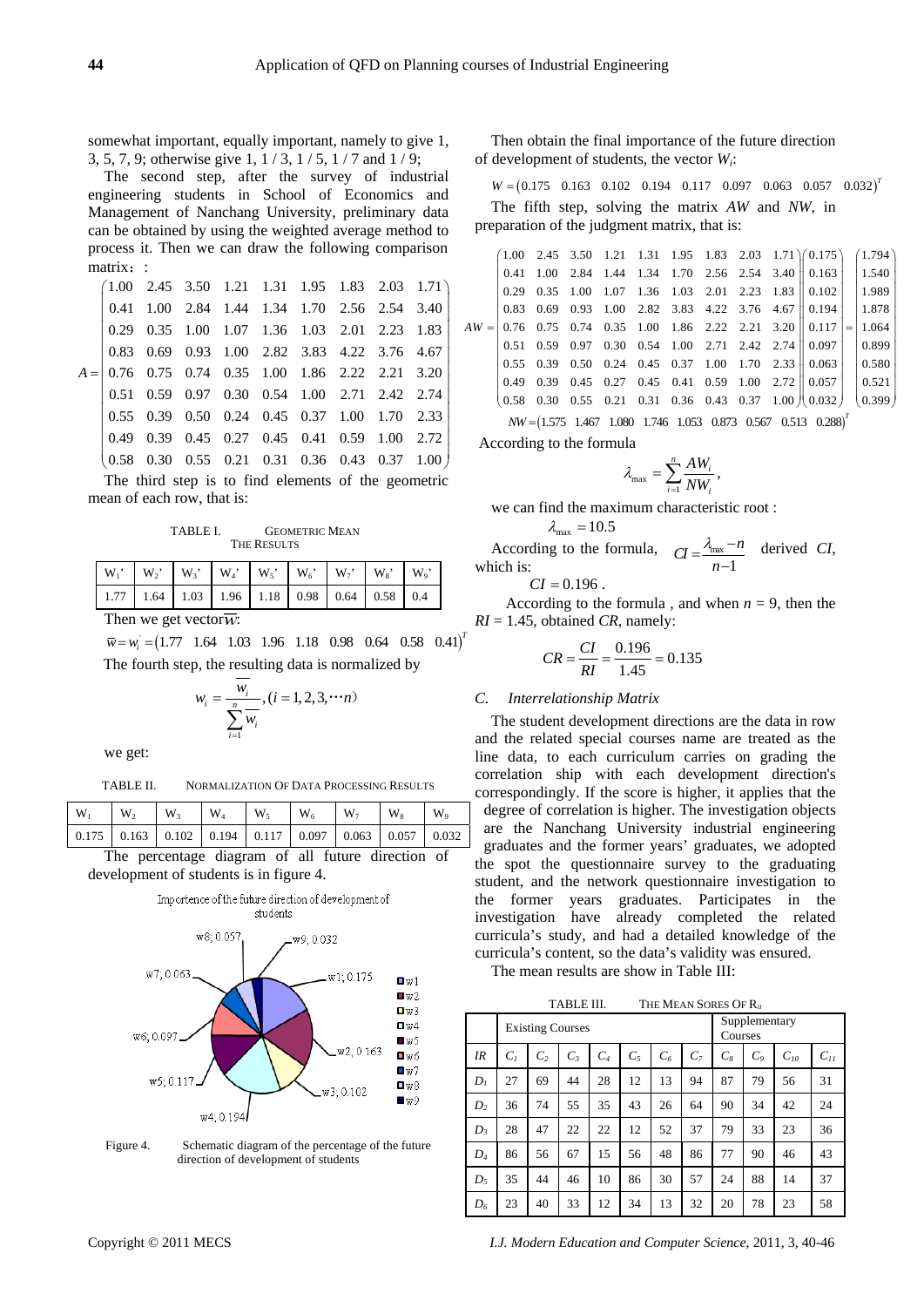somewhat important, equally important, namely to give 1, 3, 5, 7, 9; otherwise give 1, 1 / 3, 1 / 5, 1 / 7 and 1 / 9;

The second step, after the survey of industrial engineering students in School of Economics and Management of Nanchang University, preliminary data can be obtained by using the weighted average method to process it. Then we can draw the following comparison matrix：:

$$A=\begin{pmatrix} 1.00 & 2.45 & 3.50 & 1.21 & 1.31 & 1.95 & 1.83 & 2.03 & 1.71 \\ 0.41 & 1.00 & 2.84 & 1.44 & 1.34 & 1.70 & 2.56 & 2.54 & 3.40 \\ 0.29 & 0.35 & 1.00 & 1.07 & 1.36 & 1.03 & 2.01 & 2.23 & 1.83 \\ 0.83 & 0.69 & 0.93 & 1.00 & 2.82 & 3.83 & 4.22 & 3.76 & 4.67 \\ 0.76 & 0.75 & 0.74 & 0.35 & 1.00 & 1.86 & 2.22 & 2.21 & 3.20 \\ 0.51 & 0.59 & 0.97 & 0.30 & 0.54 & 1.00 & 2.71 & 2.42 & 2.74 \\ 0.55 & 0.39 & 0.50 & 0.24 & 0.45 & 0.37 & 1.00 & 1.70 & 2.33 \\ 0.49 & 0.39 & 0.45 & 0.27 & 0.45 & 0.41 & 0.59 & 1.00 & 2.72 \\ 0.58 & 0.30 & 0.55 & 0.21 & 0.31 & 0.36 & 0.43 & 0.37 & 1.00 \end{pmatrix}$$

The third step is to find elements of the geometric mean of each row, that is:

TABLE I. GEOMETRIC MEAN THE RESULTS

| $W_1$' | $W_2$' | $W_3$' | $W_4$' | $W_5$' | $W_6$' | $W_7$' | $W_8$' | $W_9$' |
|---|---|---|---|---|---|---|---|---|
| 1.77 | 1.64 | 1.03 | 1.96 | 1.18 | 0.98 | 0.64 | 0.58 | 0.4 |

Then we get vector $\overline{w}$:

$$\overline{w}=w_i^{'}=\left(1.77 \quad 1.64 \quad 1.03 \quad 1.96 \quad 1.18 \quad 0.98 \quad 0.64 \quad 0.58 \quad 0.41\right)^T$$

The fourth step, the resulting data is normalized by

$$w_i=\frac{\overline{w_i}}{\sum_{i=1}^{n}\overline{w_i}},(i=1,2,3,\cdots n)$$

we get:

TABLE II. NORMALIZATION OF DATA PROCESSING RESULTS

| $W_1$ | $W_2$ | $W_3$ | $W_4$ | $W_5$ | $W_6$ | $W_7$ | $W_8$ | $W_9$ |
|---|---|---|---|---|---|---|---|---|
| 0.175 | 0.163 | 0.102 | 0.194 | 0.117 | 0.097 | 0.063 | 0.057 | 0.032 |

The percentage diagram of all future direction of development of students is in figure 4.

Figure 4. Schematic diagram of the percentage of the future direction of development of students

Then obtain the final importance of the future direction of development of students, the vector $W_i$:

$$W=\left(0.175 \quad 0.163 \quad 0.102 \quad 0.194 \quad 0.117 \quad 0.097 \quad 0.063 \quad 0.057 \quad 0.032\right)^T$$

The fifth step, solving the matrix *AW* and *NW*, in preparation of the judgment matrix, that is:

$$AW=\begin{pmatrix} 1.00 & 2.45 & 3.50 & 1.21 & 1.31 & 1.95 & 1.83 & 2.03 & 1.71 \\ 0.41 & 1.00 & 2.84 & 1.44 & 1.34 & 1.70 & 2.56 & 2.54 & 3.40 \\ 0.29 & 0.35 & 1.00 & 1.07 & 1.36 & 1.03 & 2.01 & 2.23 & 1.83 \\ 0.83 & 0.69 & 0.93 & 1.00 & 2.82 & 3.83 & 4.22 & 3.76 & 4.67 \\ 0.76 & 0.75 & 0.74 & 0.35 & 1.00 & 1.86 & 2.22 & 2.21 & 3.20 \\ 0.51 & 0.59 & 0.97 & 0.30 & 0.54 & 1.00 & 2.71 & 2.42 & 2.74 \\ 0.55 & 0.39 & 0.50 & 0.24 & 0.45 & 0.37 & 1.00 & 1.70 & 2.33 \\ 0.49 & 0.39 & 0.45 & 0.27 & 0.45 & 0.41 & 0.59 & 1.00 & 2.72 \\ 0.58 & 0.30 & 0.55 & 0.21 & 0.31 & 0.36 & 0.43 & 0.37 & 1.00 \end{pmatrix}\begin{pmatrix} 0.175 \\ 0.163 \\ 0.102 \\ 0.194 \\ 0.117 \\ 0.097 \\ 0.063 \\ 0.057 \\ 0.032 \end{pmatrix}=\begin{pmatrix} 1.794 \\ 1.540 \\ 1.989 \\ 1.878 \\ 1.064 \\ 0.899 \\ 0.580 \\ 0.521 \\ 0.399 \end{pmatrix}$$

$$NW=\left(1.575 \quad 1.467 \quad 1.080 \quad 1.746 \quad 1.053 \quad 0.873 \quad 0.567 \quad 0.513 \quad 0.288\right)^T$$

According to the formula

$$\lambda_{\max}=\sum_{i=1}^{n}\frac{AW_i}{NW_i},$$

we can find the maximum characteristic root :

$$\lambda_{\max}=10.5$$

According to the formula, $CI=\frac{\lambda_{\max}-n}{n-1}$ derived *CI*, which is:

$$CI=0.196.$$

According to the formula , and when $n$ = 9, then the $RI$ = 1.45, obtained *CR*, namely:

$$CR=\frac{CI}{RI}=\frac{0.196}{1.45}=0.135$$

### *C. Interrelationship Matrix*

The student development directions are the data in row and the related special courses name are treated as the line data, to each curriculum carries on grading the correlation ship with each development direction's correspondingly. If the score is higher, it applies that the degree of correlation is higher. The investigation objects are the Nanchang University industrial engineering graduates and the former years' graduates, we adopted the spot the questionnaire survey to the graduating student, and the network questionnaire investigation to the former years graduates. Participates in the investigation have already completed the related curricula's study, and had a detailed knowledge of the curricula's content, so the data's validity was ensured.

The mean results are show in Table III:

TABLE III. THE MEAN SORES OF $R_{ij}$

| | Existing Courses | | | | | | | Supplementary Courses | | | |
|---|---|---|---|---|---|---|---|---|---|---|---|
| *IR* | $C_1$ | $C_2$ | $C_3$ | $C_4$ | $C_5$ | $C_6$ | $C_7$ | $C_8$ | $C_9$ | $C_{10}$ | $C_{11}$ |
| $D_1$ | 27 | 69 | 44 | 28 | 12 | 13 | 94 | 87 | 79 | 56 | 31 |
| $D_2$ | 36 | 74 | 55 | 35 | 43 | 26 | 64 | 90 | 34 | 42 | 24 |
| $D_3$ | 28 | 47 | 22 | 22 | 12 | 52 | 37 | 79 | 33 | 23 | 36 |
| $D_4$ | 86 | 56 | 67 | 15 | 56 | 48 | 86 | 77 | 90 | 46 | 43 |
| $D_5$ | 35 | 44 | 46 | 10 | 86 | 30 | 57 | 24 | 88 | 14 | 37 |
| $D_6$ | 23 | 40 | 33 | 12 | 34 | 13 | 32 | 20 | 78 | 23 | 58 |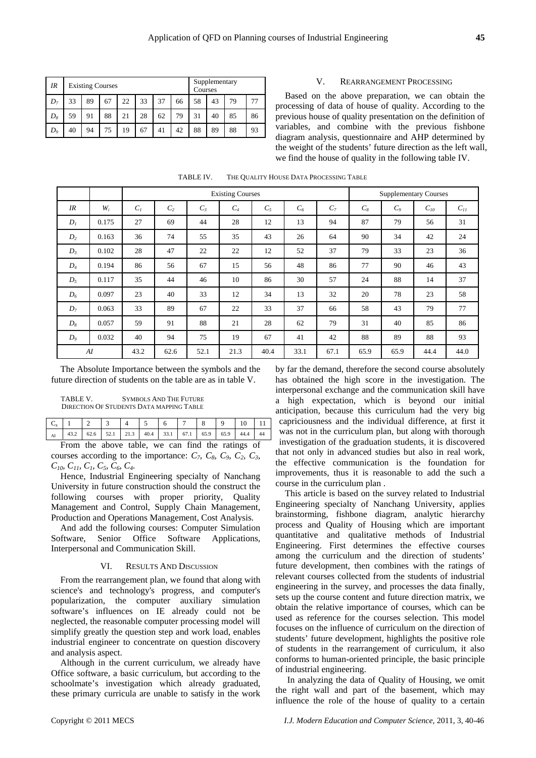| *IR* | Existing Courses | | | | | | | Supplementary Courses | | | |
|---|---|---|---|---|---|---|---|---|---|---|---|
| $D_7$ | 33 | 89 | 67 | 22 | 33 | 37 | 66 | 58 | 43 | 79 | 77 |
| $D_8$ | 59 | 91 | 88 | 21 | 28 | 62 | 79 | 31 | 40 | 85 | 86 |
| $D_9$ | 40 | 94 | 75 | 19 | 67 | 41 | 42 | 88 | 89 | 88 | 93 |

## V. Rearrangement Processing

Based on the above preparation, we can obtain the processing of data of house of quality. According to the previous house of quality presentation on the definition of variables, and combine with the previous fishbone diagram analysis, questionnaire and AHP determined by the weight of the students' future direction as the left wall, we find the house of quality in the following table IV.

TABLE IV. The Quality House Data Processing Table

| | | Existing Courses | | | | | | | Supplementary Courses | | | |
|---|---|---|---|---|---|---|---|---|---|---|---|---|
| *IR* | $W_i$ | $C_1$ | $C_2$ | $C_3$ | $C_4$ | $C_5$ | $C_6$ | $C_7$ | $C_8$ | $C_9$ | $C_{10}$ | $C_{11}$ |
| $D_1$ | 0.175 | 27 | 69 | 44 | 28 | 12 | 13 | 94 | 87 | 79 | 56 | 31 |
| $D_2$ | 0.163 | 36 | 74 | 55 | 35 | 43 | 26 | 64 | 90 | 34 | 42 | 24 |
| $D_3$ | 0.102 | 28 | 47 | 22 | 22 | 12 | 52 | 37 | 79 | 33 | 23 | 36 |
| $D_4$ | 0.194 | 86 | 56 | 67 | 15 | 56 | 48 | 86 | 77 | 90 | 46 | 43 |
| $D_5$ | 0.117 | 35 | 44 | 46 | 10 | 86 | 30 | 57 | 24 | 88 | 14 | 37 |
| $D_6$ | 0.097 | 23 | 40 | 33 | 12 | 34 | 13 | 32 | 20 | 78 | 23 | 58 |
| $D_7$ | 0.063 | 33 | 89 | 67 | 22 | 33 | 37 | 66 | 58 | 43 | 79 | 77 |
| $D_8$ | 0.057 | 59 | 91 | 88 | 21 | 28 | 62 | 79 | 31 | 40 | 85 | 86 |
| $D_9$ | 0.032 | 40 | 94 | 75 | 19 | 67 | 41 | 42 | 88 | 89 | 88 | 93 |
| *AI* | | 43.2 | 62.6 | 52.1 | 21.3 | 40.4 | 33.1 | 67.1 | 65.9 | 65.9 | 44.4 | 44.0 |

The Absolute Importance between the symbols and the future direction of students on the table are as in table V.

TABLE V. Symbols And The Future Direction Of Students Data mapping Table

| $C_x$ | 1 | 2 | 3 | 4 | 5 | 6 | 7 | 8 | 9 | 10 | 11 |
|---|---|---|---|---|---|---|---|---|---|---|---|
| AI | 43.2 | 62.6 | 52.1 | 21.3 | 40.4 | 33.1 | 67.1 | 65.9 | 65.9 | 44.4 | 44 |

From the above table, we can find the ratings of courses according to the importance: $C_7$, $C_8$, $C_9$, $C_2$, $C_3$, $C_{10}$, $C_{11}$, $C_1$, $C_5$, $C_6$, $C_4$.

Hence, Industrial Engineering specialty of Nanchang University in future construction should the construct the following courses with proper priority, Quality Management and Control, Supply Chain Management, Production and Operations Management, Cost Analysis.

And add the following courses: Computer Simulation Software, Senior Office Software Applications, Interpersonal and Communication Skill.

## VI. Results And Discussion

From the rearrangement plan, we found that along with science's and technology's progress, and computer's popularization, the computer auxiliary simulation software's influences on IE already could not be neglected, the reasonable computer processing model will simplify greatly the question step and work load, enables industrial engineer to concentrate on question discovery and analysis aspect.

Although in the current curriculum, we already have Office software, a basic curriculum, but according to the schoolmate's investigation which already graduated, these primary curricula are unable to satisfy in the work by far the demand, therefore the second course absolutely has obtained the high score in the investigation. The interpersonal exchange and the communication skill have a high expectation, which is beyond our initial anticipation, because this curriculum had the very big capriciousness and the individual difference, at first it was not in the curriculum plan, but along with thorough investigation of the graduation students, it is discovered that not only in advanced studies but also in real work, the effective communication is the foundation for improvements, thus it is reasonable to add the such a course in the curriculum plan .

This article is based on the survey related to Industrial Engineering specialty of Nanchang University, applies brainstorming, fishbone diagram, analytic hierarchy process and Quality of Housing which are important quantitative and qualitative methods of Industrial Engineering. First determines the effective courses among the curriculum and the direction of students' future development, then combines with the ratings of relevant courses collected from the students of industrial engineering in the survey, and processes the data finally, sets up the course content and future direction matrix, we obtain the relative importance of courses, which can be used as reference for the courses selection. This model focuses on the influence of curriculum on the direction of students' future development, highlights the positive role of students in the rearrangement of curriculum, it also conforms to human-oriented principle, the basic principle of industrial engineering.

In analyzing the data of Quality of Housing, we omit the right wall and part of the basement, which may influence the role of the house of quality to a certain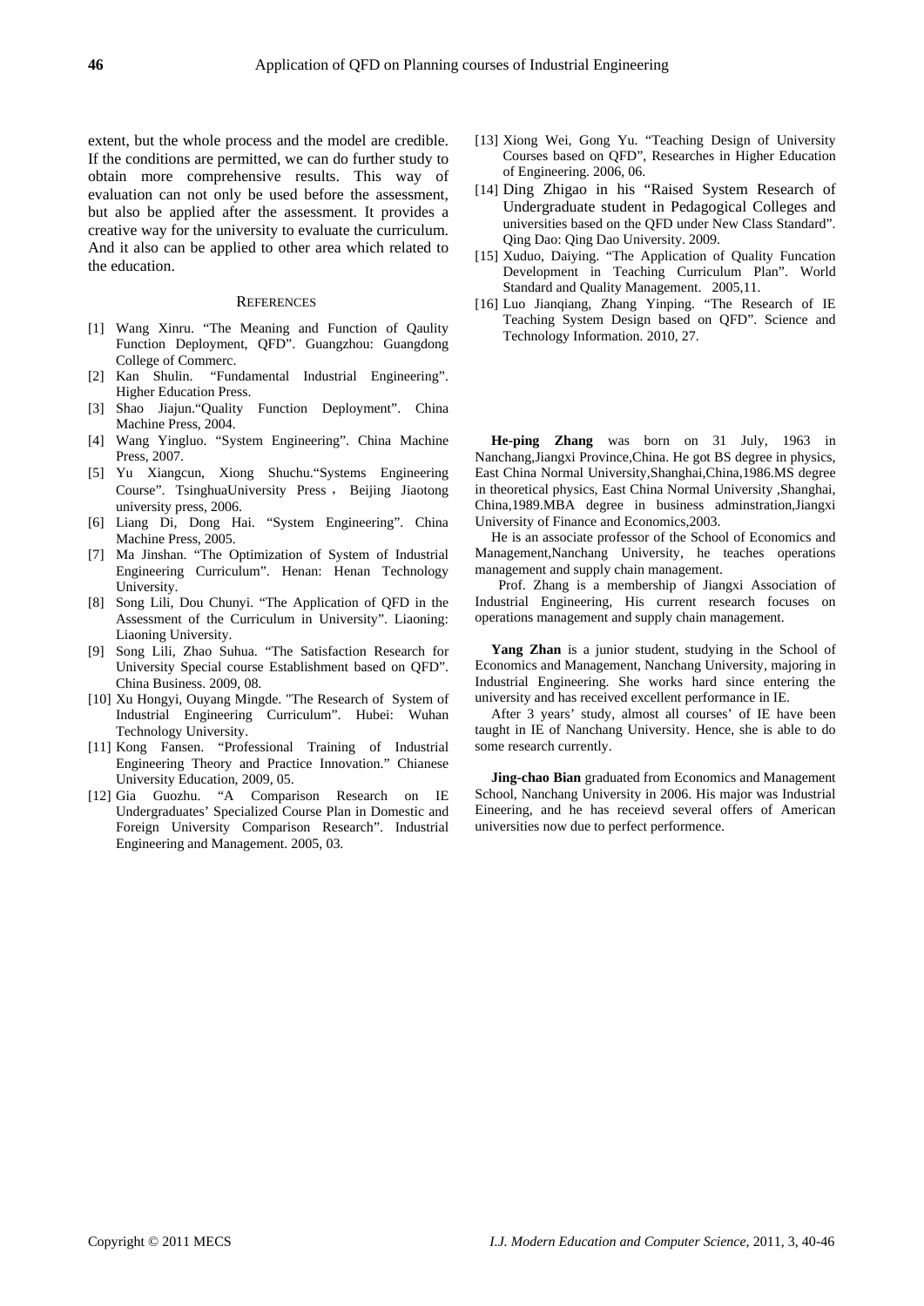extent, but the whole process and the model are credible. If the conditions are permitted, we can do further study to obtain more comprehensive results. This way of evaluation can not only be used before the assessment, but also be applied after the assessment. It provides a creative way for the university to evaluate the curriculum. And it also can be applied to other area which related to the education.

## REFERENCES

[1] Wang Xinru. "The Meaning and Function of Qaulity Function Deployment, QFD". Guangzhou: Guangdong College of Commerc.

[2] Kan Shulin. "Fundamental Industrial Engineering". Higher Education Press.

[3] Shao Jiajun."Quality Function Deployment". China Machine Press, 2004.

[4] Wang Yingluo. "System Engineering". China Machine Press, 2007.

[5] Yu Xiangcun, Xiong Shuchu."Systems Engineering Course". TsinghuaUniversity Press , Beijing Jiaotong university press, 2006.

[6] Liang Di, Dong Hai. "System Engineering". China Machine Press, 2005.

[7] Ma Jinshan. "The Optimization of System of Industrial Engineering Curriculum". Henan: Henan Technology University.

[8] Song Lili, Dou Chunyi. "The Application of QFD in the Assessment of the Curriculum in University". Liaoning: Liaoning University.

[9] Song Lili, Zhao Suhua. "The Satisfaction Research for University Special course Establishment based on QFD". China Business. 2009, 08.

[10] Xu Hongyi, Ouyang Mingde. "The Research of System of Industrial Engineering Curriculum". Hubei: Wuhan Technology University.

[11] Kong Fansen. "Professional Training of Industrial Engineering Theory and Practice Innovation." Chianese University Education, 2009, 05.

[12] Gia Guozhu. "A Comparison Research on IE Undergraduates' Specialized Course Plan in Domestic and Foreign University Comparison Research". Industrial Engineering and Management. 2005, 03.

[13] Xiong Wei, Gong Yu. "Teaching Design of University Courses based on QFD", Researches in Higher Education of Engineering. 2006, 06.

[14] Ding Zhigao in his "Raised System Research of Undergraduate student in Pedagogical Colleges and universities based on the QFD under New Class Standard". Qing Dao: Qing Dao University. 2009.

[15] Xuduo, Daiying. "The Application of Quality Funcation Development in Teaching Curriculum Plan". World Standard and Quality Management. 2005,11.

[16] Luo Jianqiang, Zhang Yinping. "The Research of IE Teaching System Design based on QFD". Science and Technology Information. 2010, 27.

**He-ping Zhang** was born on 31 July, 1963 in Nanchang,Jiangxi Province,China. He got BS degree in physics, East China Normal University,Shanghai,China,1986.MS degree in theoretical physics, East China Normal University ,Shanghai, China,1989.MBA degree in business adminstration,Jiangxi University of Finance and Economics,2003.

He is an associate professor of the School of Economics and Management,Nanchang University, he teaches operations management and supply chain management.

Prof. Zhang is a membership of Jiangxi Association of Industrial Engineering, His current research focuses on operations management and supply chain management.

**Yang Zhan** is a junior student, studying in the School of Economics and Management, Nanchang University, majoring in Industrial Engineering. She works hard since entering the university and has received excellent performance in IE.

After 3 years' study, almost all courses' of IE have been taught in IE of Nanchang University. Hence, she is able to do some research currently.

**Jing-chao Bian** graduated from Economics and Management School, Nanchang University in 2006. His major was Industrial Eineering, and he has receievd several offers of American universities now due to perfect performence.